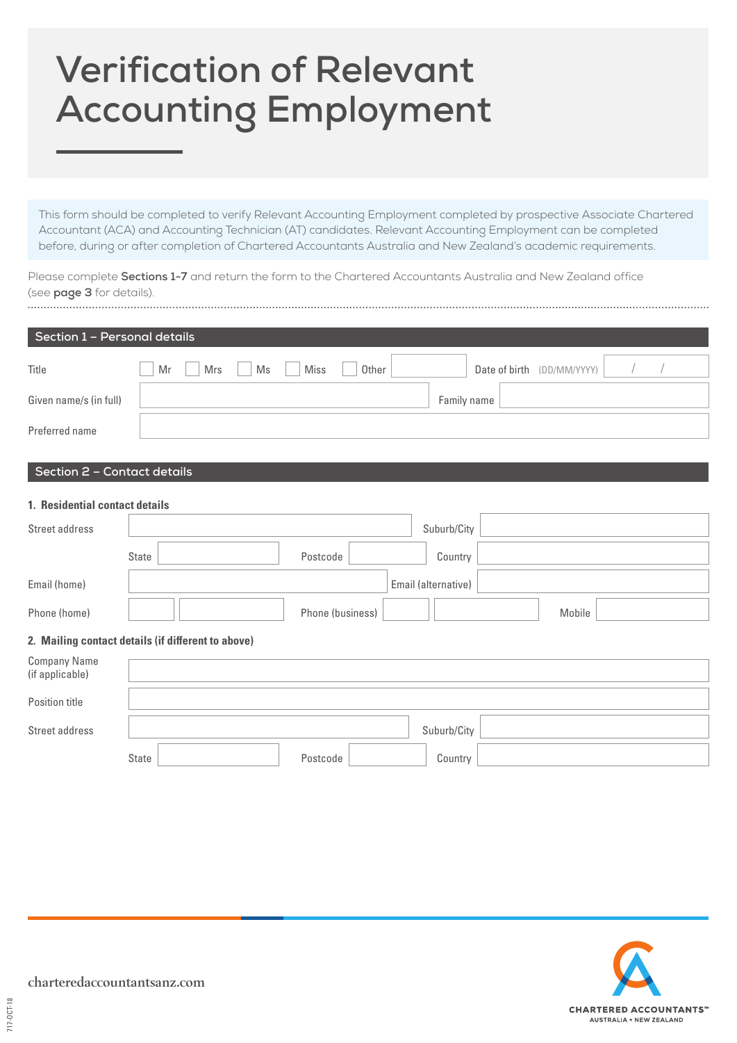# Verification of Relevant Accounting Employment

This form should be completed to verify Relevant Accounting Employment completed by prospective Associate Chartered Accountant (ACA) and Accounting Technician (AT) candidates. Relevant Accounting Employment can be completed before, during or after completion of Chartered Accountants Australia and New Zealand's academic requirements.

Please complete **Sections 1-7** and return the form to the Chartered Accountants Australia and New Zealand office (see **page 3** for details).

## Section 1 – Personal details

Title ☐ Mr ☐ Mrs ☐ Ms ☐ Miss ☐ Other ________ Date of birth (DD/MM/YYYY) ___ / ___ / ______

Given name/s (in full) ______________________ Family name ______________________

Preferred name ______________________

## Section 2 – Contact details

### 1. Residential contact details

Street address ______________________ Suburb/City ______________________

State __________ Postcode __________ Country ______________________

Email (home) ______________________ Email (alternative) ______________________

Phone (home) ______ ______________ Phone (business) ______ ______________ Mobile ______________

### 2. Mailing contact details (if different to above)

Company Name (if applicable) ______________________

Position title ______________________

Street address ______________________ Suburb/City ______________________

State __________ Postcode __________ Country ______________________

charteredaccountantsanz.com

CHARTERED ACCOUNTANTS™ AUSTRALIA + NEW ZEALAND

717-OCT-18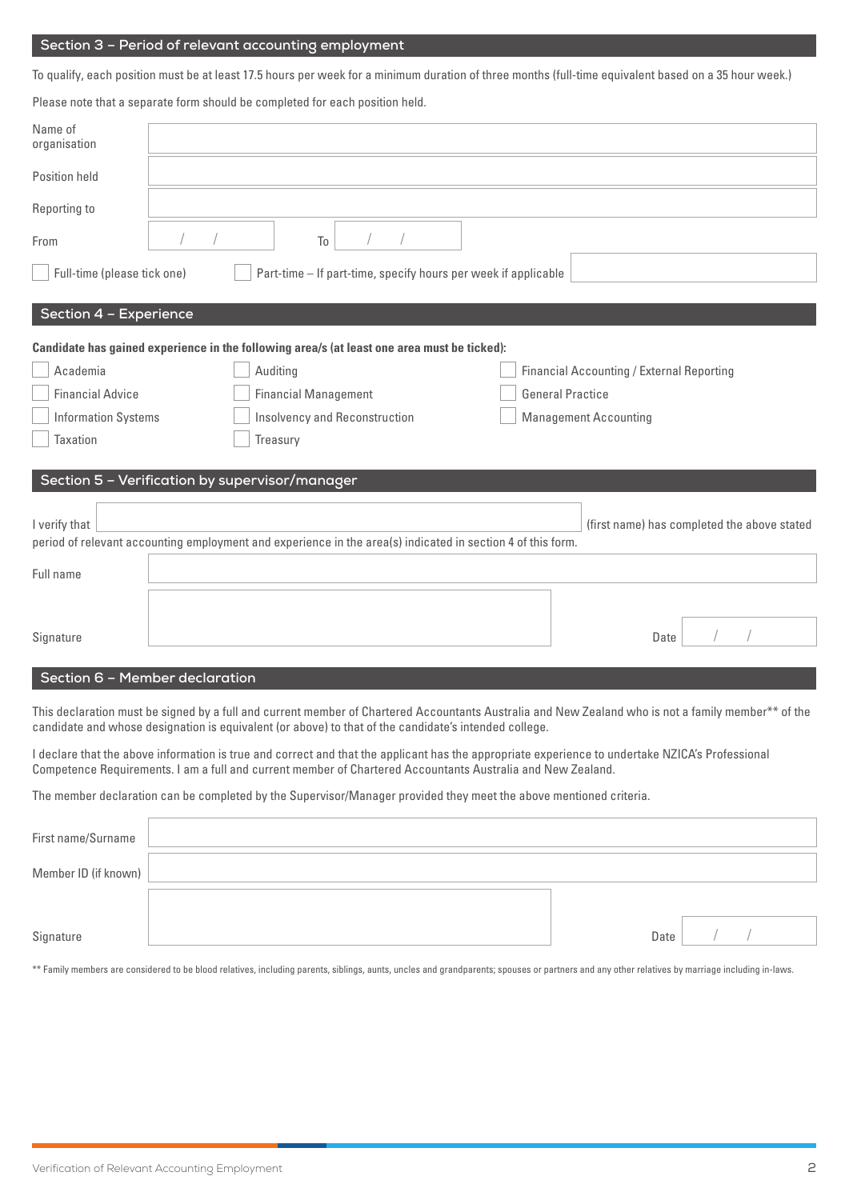## Section 3 – Period of relevant accounting employment

To qualify, each position must be at least 17.5 hours per week for a minimum duration of three months (full-time equivalent based on a 35 hour week.)

Please note that a separate form should be completed for each position held.

| | |
|---|---|
| Name of organisation | |
| Position held | |
| Reporting to | |
| From | / / |
| To | / / |

☐ Full-time (please tick one) ☐ Part-time – If part-time, specify hours per week if applicable

## Section 4 – Experience

**Candidate has gained experience in the following area/s (at least one area must be ticked):**

| | | |
|---|---|---|
| ☐ Academia | ☐ Auditing | ☐ Financial Accounting / External Reporting |
| ☐ Financial Advice | ☐ Financial Management | ☐ General Practice |
| ☐ Information Systems | ☐ Insolvency and Reconstruction | ☐ Management Accounting |
| ☐ Taxation | ☐ Treasury | |

## Section 5 – Verification by supervisor/manager

I verify that ______________________ (first name) has completed the above stated period of relevant accounting employment and experience in the area(s) indicated in section 4 of this form.

| | |
|---|---|
| Full name | |
| Signature | |
| Date | / / |

## Section 6 – Member declaration

This declaration must be signed by a full and current member of Chartered Accountants Australia and New Zealand who is not a family member** of the candidate and whose designation is equivalent (or above) to that of the candidate's intended college.

I declare that the above information is true and correct and that the applicant has the appropriate experience to undertake NZICA's Professional Competence Requirements. I am a full and current member of Chartered Accountants Australia and New Zealand.

The member declaration can be completed by the Supervisor/Manager provided they meet the above mentioned criteria.

| | |
|---|---|
| First name/Surname | |
| Member ID (if known) | |
| Signature | |
| Date | / / |

** Family members are considered to be blood relatives, including parents, siblings, aunts, uncles and grandparents; spouses or partners and any other relatives by marriage including in-laws.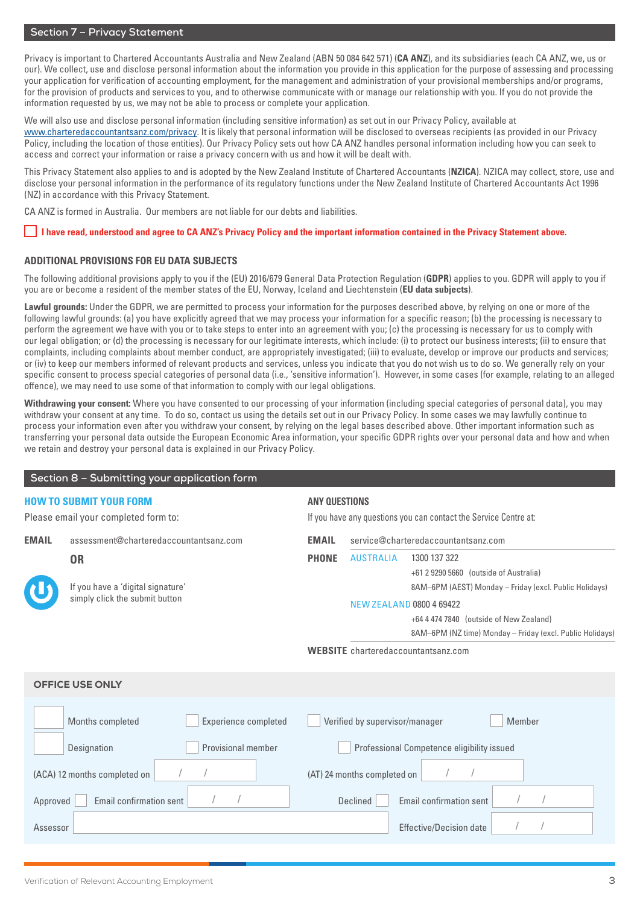## Section 7 – Privacy Statement

Privacy is important to Chartered Accountants Australia and New Zealand (ABN 50 084 642 571) (**CA ANZ**), and its subsidiaries (each CA ANZ, we, us or our). We collect, use and disclose personal information about the information you provide in this application for the purpose of assessing and processing your application for verification of accounting employment, for the management and administration of your provisional memberships and/or programs, for the provision of products and services to you, and to otherwise communicate with or manage our relationship with you. If you do not provide the information requested by us, we may not be able to process or complete your application.

We will also use and disclose personal information (including sensitive information) as set out in our Privacy Policy, available at www.charteredaccountantsanz.com/privacy. It is likely that personal information will be disclosed to overseas recipients (as provided in our Privacy Policy, including the location of those entities). Our Privacy Policy sets out how CA ANZ handles personal information including how you can seek to access and correct your information or raise a privacy concern with us and how it will be dealt with.

This Privacy Statement also applies to and is adopted by the New Zealand Institute of Chartered Accountants (**NZICA**). NZICA may collect, store, use and disclose your personal information in the performance of its regulatory functions under the New Zealand Institute of Chartered Accountants Act 1996 (NZ) in accordance with this Privacy Statement.

CA ANZ is formed in Australia. Our members are not liable for our debts and liabilities.

☐ **I have read, understood and agree to CA ANZ's Privacy Policy and the important information contained in the Privacy Statement above.**

### ADDITIONAL PROVISIONS FOR EU DATA SUBJECTS

The following additional provisions apply to you if the (EU) 2016/679 General Data Protection Regulation (**GDPR**) applies to you. GDPR will apply to you if you are or become a resident of the member states of the EU, Norway, Iceland and Liechtenstein (**EU data subjects**).

**Lawful grounds:** Under the GDPR, we are permitted to process your information for the purposes described above, by relying on one or more of the following lawful grounds: (a) you have explicitly agreed that we may process your information for a specific reason; (b) the processing is necessary to perform the agreement we have with you or to take steps to enter into an agreement with you; (c) the processing is necessary for us to comply with our legal obligation; or (d) the processing is necessary for our legitimate interests, which include: (i) to protect our business interests; (ii) to ensure that complaints, including complaints about member conduct, are appropriately investigated; (iii) to evaluate, develop or improve our products and services; or (iv) to keep our members informed of relevant products and services, unless you indicate that you do not wish us to do so. We generally rely on your specific consent to process special categories of personal data (i.e., 'sensitive information'). However, in some cases (for example, relating to an alleged offence), we may need to use some of that information to comply with our legal obligations.

**Withdrawing your consent:** Where you have consented to our processing of your information (including special categories of personal data), you may withdraw your consent at any time. To do so, contact us using the details set out in our Privacy Policy. In some cases we may lawfully continue to process your information even after you withdraw your consent, by relying on the legal bases described above. Other important information such as transferring your personal data outside the European Economic Area information, your specific GDPR rights over your personal data and how and when we retain and destroy your personal data is explained in our Privacy Policy.

## Section 8 – Submitting your application form

### HOW TO SUBMIT YOUR FORM

Please email your completed form to:

**EMAIL** assessment@charteredaccountantsanz.com

**OR**

If you have a 'digital signature' simply click the submit button

### ANY QUESTIONS

If you have any questions you can contact the Service Centre at:

**EMAIL** service@charteredaccountantsanz.com

**PHONE**

AUSTRALIA 1300 137 322
+61 2 9290 5660 (outside of Australia)
8AM–6PM (AEST) Monday – Friday (excl. Public Holidays)

NEW ZEALAND 0800 4 69422
+64 4 474 7840 (outside of New Zealand)
8AM–6PM (NZ time) Monday – Friday (excl. Public Holidays)

**WEBSITE** charteredaccountantsanz.com

### OFFICE USE ONLY

| | | | |
|---|---|---|---|
| ☐ Months completed | ☐ Experience completed | ☐ Verified by supervisor/manager | ☐ Member |
| ☐ Designation | ☐ Provisional member | ☐ Professional Competence eligibility issued | |
| (ACA) 12 months completed on / / | | (AT) 24 months completed on / / | |
| Approved ☐ | Email confirmation sent / / | Declined ☐ | Email confirmation sent / / |
| Assessor | | Effective/Decision date / / | |